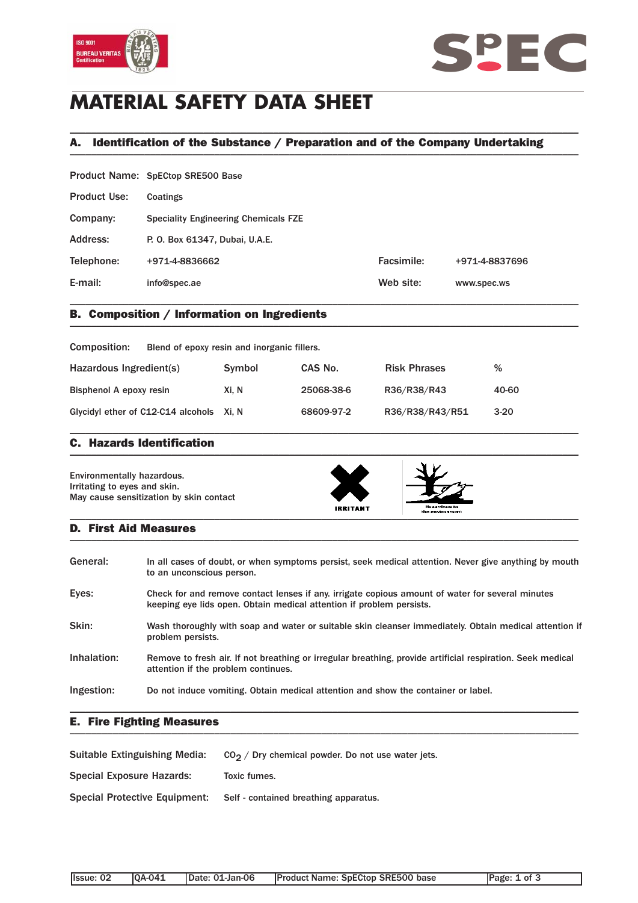# MATERIAL SAFETY DATA SHEET

## A. Identification of the Substance / Preparation and of the Company Undertaking

| | | | |
|---|---|---|---|
| Product Name: | SpECtop SRE500 Base | | |
| Product Use: | Coatings | | |
| Company: | Speciality Engineering Chemicals FZE | | |
| Address: | P. O. Box 61347, Dubai, U.A.E. | | |
| Telephone: | +971-4-8836662 | Facsimile: | +971-4-8837696 |
| E-mail: | info@spec.ae | Web site: | www.spec.ws |

## B. Composition / Information on Ingredients

Composition: Blend of epoxy resin and inorganic fillers.

| Hazardous Ingredient(s) | Symbol | CAS No. | Risk Phrases | % |
|---|---|---|---|---|
| Bisphenol A epoxy resin | Xi, N | 25068-38-6 | R36/R38/R43 | 40-60 |
| Glycidyl ether of C12-C14 alcohols | Xi, N | 68609-97-2 | R36/R38/R43/R51 | 3-20 |

## C. Hazards Identification

Environmentally hazardous.
Irritating to eyes and skin.
May cause sensitization by skin contact

IRRITANT

Hazardous to the environment

## D. First Aid Measures

**General:** In all cases of doubt, or when symptoms persist, seek medical attention. Never give anything by mouth to an unconscious person.

**Eyes:** Check for and remove contact lenses if any. irrigate copious amount of water for several minutes keeping eye lids open. Obtain medical attention if problem persists.

**Skin:** Wash thoroughly with soap and water or suitable skin cleanser immediately. Obtain medical attention if problem persists.

**Inhalation:** Remove to fresh air. If not breathing or irregular breathing, provide artificial respiration. Seek medical attention if the problem continues.

**Ingestion:** Do not induce vomiting. Obtain medical attention and show the container or label.

## E. Fire Fighting Measures

**Suitable Extinguishing Media:** $CO_2$ / Dry chemical powder. Do not use water jets.

**Special Exposure Hazards:** Toxic fumes.

**Special Protective Equipment:** Self - contained breathing apparatus.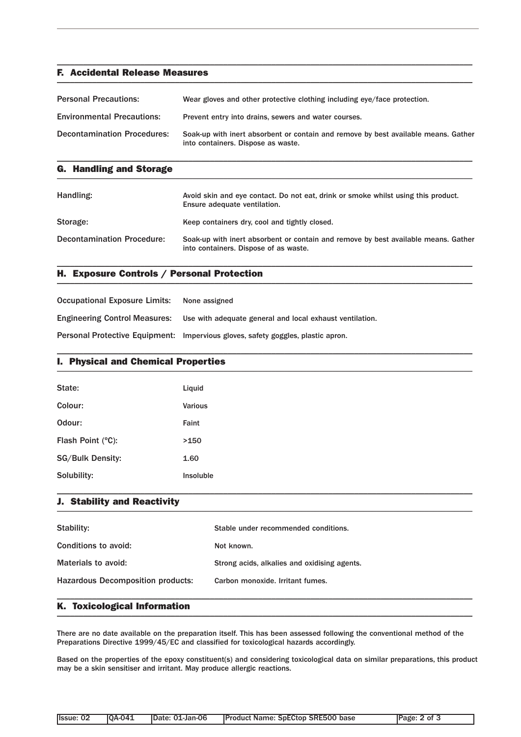## F. Accidental Release Measures

| | |
|---|---|
| Personal Precautions: | Wear gloves and other protective clothing including eye/face protection. |
| Environmental Precautions: | Prevent entry into drains, sewers and water courses. |
| Decontamination Procedures: | Soak-up with inert absorbent or contain and remove by best available means. Gather into containers. Dispose as waste. |

## G. Handling and Storage

| | |
|---|---|
| Handling: | Avoid skin and eye contact. Do not eat, drink or smoke whilst using this product. Ensure adequate ventilation. |
| Storage: | Keep containers dry, cool and tightly closed. |
| Decontamination Procedure: | Soak-up with inert absorbent or contain and remove by best available means. Gather into containers. Dispose of as waste. |

## H. Exposure Controls / Personal Protection

| | |
|---|---|
| Occupational Exposure Limits: | None assigned |
| Engineering Control Measures: | Use with adequate general and local exhaust ventilation. |
| Personal Protective Equipment: | Impervious gloves, safety goggles, plastic apron. |

## I. Physical and Chemical Properties

| | |
|---|---|
| State: | Liquid |
| Colour: | Various |
| Odour: | Faint |
| Flash Point (°C): | >150 |
| SG/Bulk Density: | 1.60 |
| Solubility: | Insoluble |

## J. Stability and Reactivity

| | |
|---|---|
| Stability: | Stable under recommended conditions. |
| Conditions to avoid: | Not known. |
| Materials to avoid: | Strong acids, alkalies and oxidising agents. |
| Hazardous Decomposition products: | Carbon monoxide. Irritant fumes. |

## K. Toxicological Information

There are no date available on the preparation itself. This has been assessed following the conventional method of the Preparations Directive 1999/45/EC and classified for toxicological hazards accordingly.

Based on the properties of the epoxy constituent(s) and considering toxicological data on similar preparations, this product may be a skin sensitiser and irritant. May produce allergic reactions.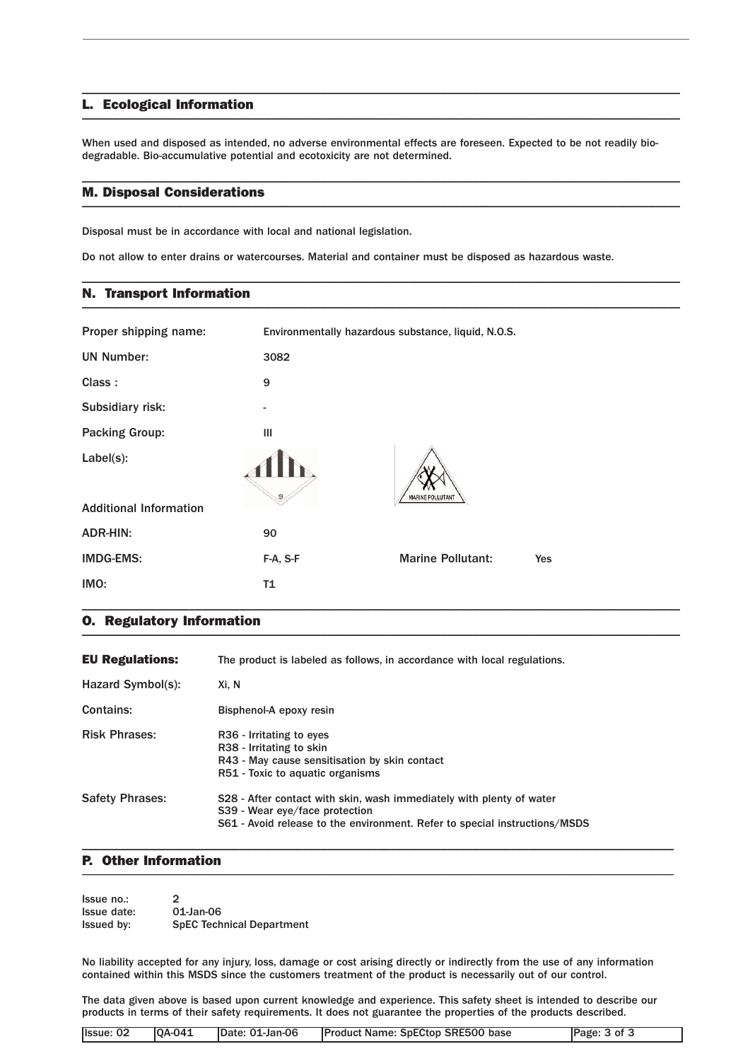## L. Ecological Information

When used and disposed as intended, no adverse environmental effects are foreseen. Expected to be not readily bio-degradable. Bio-accumulative potential and ecotoxicity are not determined.

## M. Disposal Considerations

Disposal must be in accordance with local and national legislation.

Do not allow to enter drains or watercourses. Material and container must be disposed as hazardous waste.

## N. Transport Information

| | | | |
|---|---|---|---|
| Proper shipping name: | Environmentally hazardous substance, liquid, N.O.S. | | |
| UN Number: | 3082 | | |
| Class : | 9 | | |
| Subsidiary risk: | - | | |
| Packing Group: | III | | |
| Label(s): | | | |
| Additional Information | | | |
| ADR-HIN: | 90 | | |
| IMDG-EMS: | F-A, S-F | Marine Pollutant: | Yes |
| IMO: | T1 | | |

## O. Regulatory Information

| | |
|---|---|
| **EU Regulations:** | The product is labeled as follows, in accordance with local regulations. |
| Hazard Symbol(s): | Xi, N |
| Contains: | Bisphenol-A epoxy resin |
| Risk Phrases: | R36 - Irritating to eyes<br>R38 - Irritating to skin<br>R43 - May cause sensitisation by skin contact<br>R51 - Toxic to aquatic organisms |
| Safety Phrases: | S28 - After contact with skin, wash immediately with plenty of water<br>S39 - Wear eye/face protection<br>S61 - Avoid release to the environment. Refer to special instructions/MSDS |

## P. Other Information

Issue no.: 2
Issue date: 01-Jan-06
Issued by: SpEC Technical Department

No liability accepted for any injury, loss, damage or cost arising directly or indirectly from the use of any information contained within this MSDS since the customers treatment of the product is necessarily out of our control.

The data given above is based upon current knowledge and experience. This safety sheet is intended to describe our products in terms of their safety requirements. It does not guarantee the properties of the products described.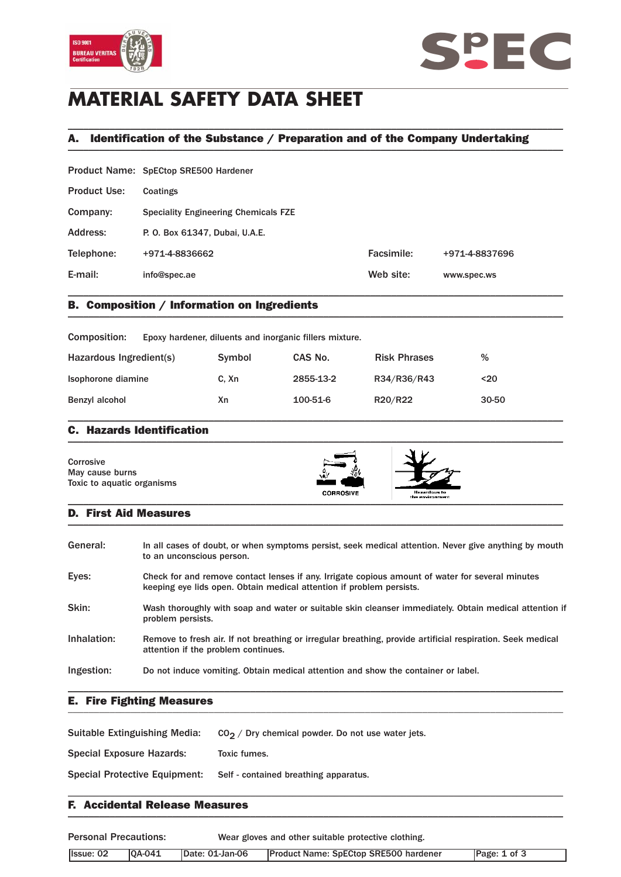# MATERIAL SAFETY DATA SHEET

## A. Identification of the Substance / Preparation and of the Company Undertaking

| | | | |
|---|---|---|---|
| Product Name: | SpECtop SRE500 Hardener | | |
| Product Use: | Coatings | | |
| Company: | Speciality Engineering Chemicals FZE | | |
| Address: | P. O. Box 61347, Dubai, U.A.E. | | |
| Telephone: | +971-4-8836662 | Facsimile: | +971-4-8837696 |
| E-mail: | info@spec.ae | Web site: | www.spec.ws |

## B. Composition / Information on Ingredients

Composition: Epoxy hardener, diluents and inorganic fillers mixture.

| Hazardous Ingredient(s) | Symbol | CAS No. | Risk Phrases | % |
|---|---|---|---|---|
| Isophorone diamine | C, Xn | 2855-13-2 | R34/R36/R43 | <20 |
| Benzyl alcohol | Xn | 100-51-6 | R20/R22 | 30-50 |

## C. Hazards Identification

Corrosive
May cause burns
Toxic to aquatic organisms

CORROSIVE

Hazardous to the environment

## D. First Aid Measures

| | |
|---|---|
| General: | In all cases of doubt, or when symptoms persist, seek medical attention. Never give anything by mouth to an unconscious person. |
| Eyes: | Check for and remove contact lenses if any. Irrigate copious amount of water for several minutes keeping eye lids open. Obtain medical attention if problem persists. |
| Skin: | Wash thoroughly with soap and water or suitable skin cleanser immediately. Obtain medical attention if problem persists. |
| Inhalation: | Remove to fresh air. If not breathing or irregular breathing, provide artificial respiration. Seek medical attention if the problem continues. |
| Ingestion: | Do not induce vomiting. Obtain medical attention and show the container or label. |

## E. Fire Fighting Measures

| | |
|---|---|
| Suitable Extinguishing Media: | $CO_2$ / Dry chemical powder. Do not use water jets. |
| Special Exposure Hazards: | Toxic fumes. |
| Special Protective Equipment: | Self - contained breathing apparatus. |

## F. Accidental Release Measures

Personal Precautions: Wear gloves and other suitable protective clothing.

| Issue: 02 | QA-041 | Date: 01-Jan-06 | Product Name: SpECtop SRE500 hardener |
|---|---|---|---|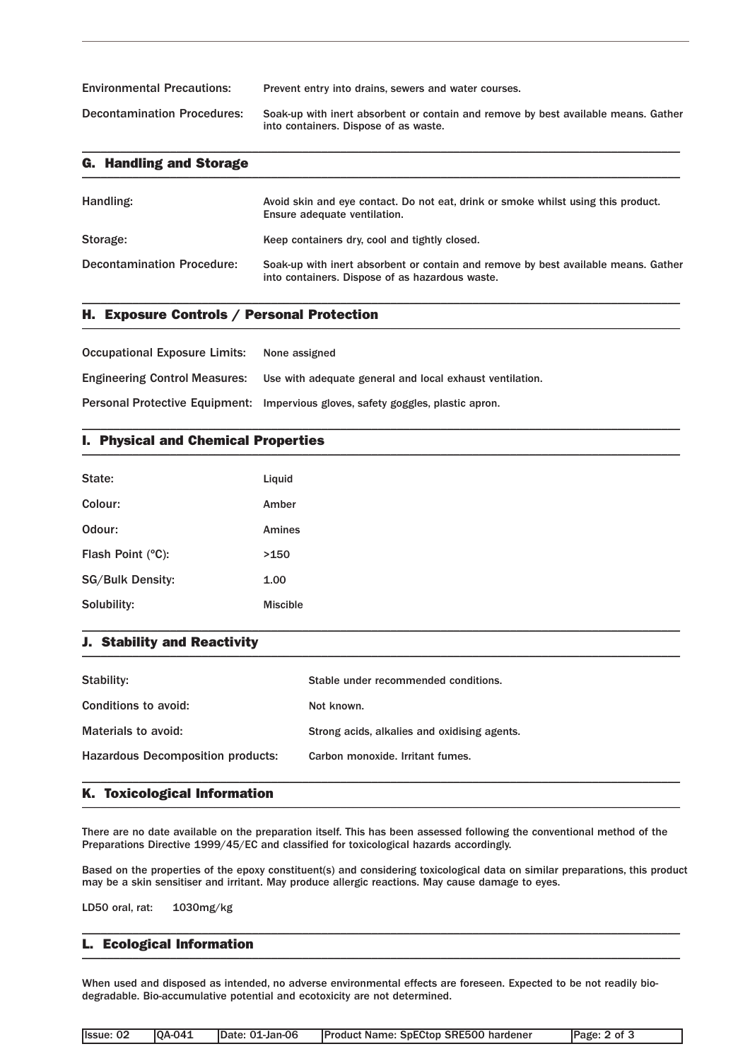Environmental Precautions: Prevent entry into drains, sewers and water courses.

Decontamination Procedures: Soak-up with inert absorbent or contain and remove by best available means. Gather into containers. Dispose of as waste.

## G. Handling and Storage

Handling: Avoid skin and eye contact. Do not eat, drink or smoke whilst using this product. Ensure adequate ventilation.

Storage: Keep containers dry, cool and tightly closed.

Decontamination Procedure: Soak-up with inert absorbent or contain and remove by best available means. Gather into containers. Dispose of as hazardous waste.

## H. Exposure Controls / Personal Protection

Occupational Exposure Limits: None assigned

Engineering Control Measures: Use with adequate general and local exhaust ventilation.

Personal Protective Equipment: Impervious gloves, safety goggles, plastic apron.

## I. Physical and Chemical Properties

| | |
|---|---|
| State: | Liquid |
| Colour: | Amber |
| Odour: | Amines |
| Flash Point (ºC): | >150 |
| SG/Bulk Density: | 1.00 |
| Solubility: | Miscible |

## J. Stability and Reactivity

| | |
|---|---|
| Stability: | Stable under recommended conditions. |
| Conditions to avoid: | Not known. |
| Materials to avoid: | Strong acids, alkalies and oxidising agents. |
| Hazardous Decomposition products: | Carbon monoxide. Irritant fumes. |

## K. Toxicological Information

There are no date available on the preparation itself. This has been assessed following the conventional method of the Preparations Directive 1999/45/EC and classified for toxicological hazards accordingly.

Based on the properties of the epoxy constituent(s) and considering toxicological data on similar preparations, this product may be a skin sensitiser and irritant. May produce allergic reactions. May cause damage to eyes.

LD50 oral, rat: 1030mg/kg

## L. Ecological Information

When used and disposed as intended, no adverse environmental effects are foreseen. Expected to be not readily bio-degradable. Bio-accumulative potential and ecotoxicity are not determined.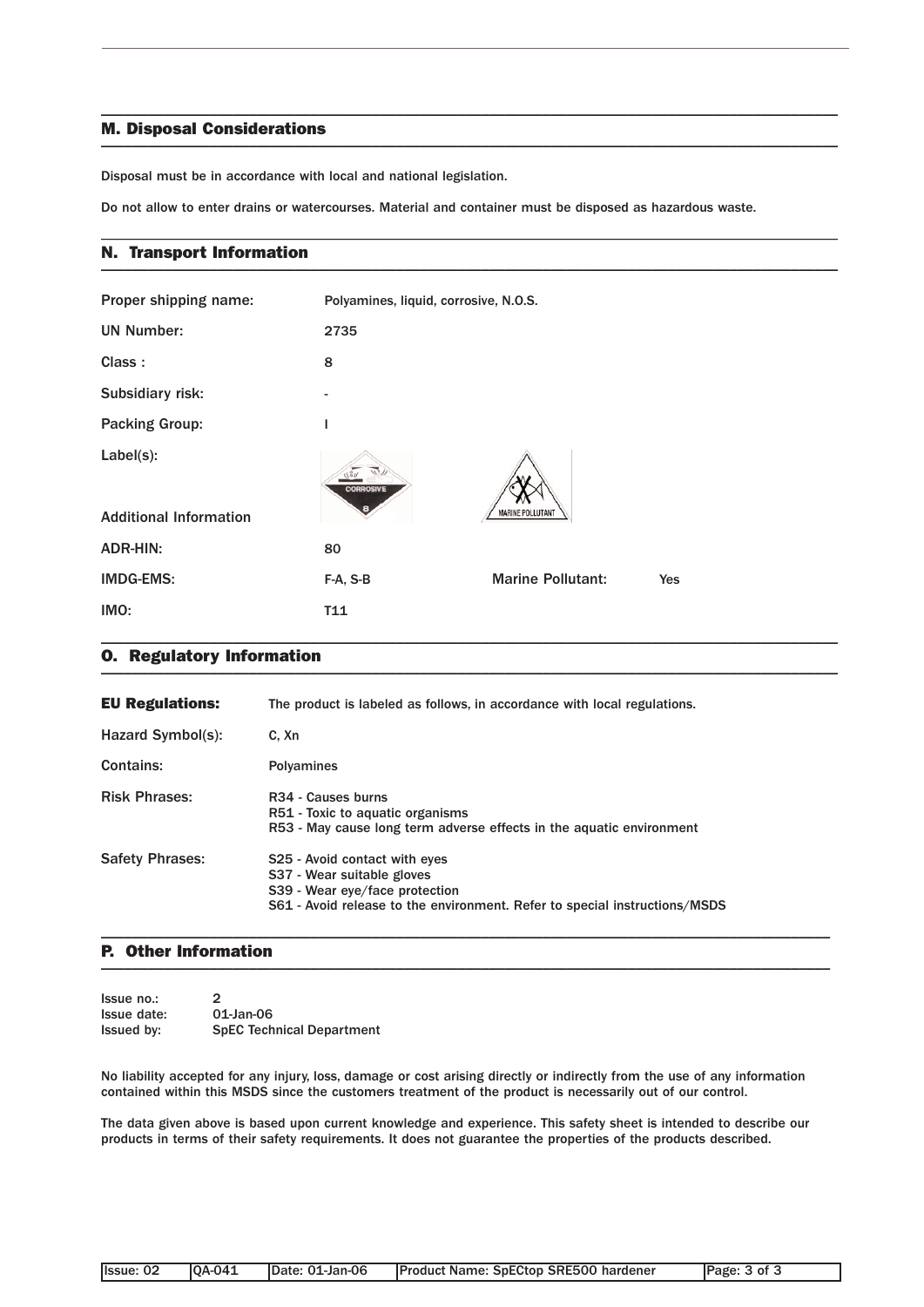## M. Disposal Considerations

Disposal must be in accordance with local and national legislation.

Do not allow to enter drains or watercourses. Material and container must be disposed as hazardous waste.

## N. Transport Information

| | | | |
|---|---|---|---|
| Proper shipping name: | Polyamines, liquid, corrosive, N.O.S. | | |
| UN Number: | 2735 | | |
| Class : | 8 | | |
| Subsidiary risk: | - | | |
| Packing Group: | I | | |
| Label(s): | CORROSIVE 8 | MARINE POLLUTANT | |
| Additional Information | | | |
| ADR-HIN: | 80 | | |
| IMDG-EMS: | F-A, S-B | Marine Pollutant: | Yes |
| IMO: | T11 | | |

## O. Regulatory Information

| | |
|---|---|
| **EU Regulations:** | The product is labeled as follows, in accordance with local regulations. |
| Hazard Symbol(s): | C, Xn |
| Contains: | Polyamines |
| Risk Phrases: | R34 - Causes burns<br>R51 - Toxic to aquatic organisms<br>R53 - May cause long term adverse effects in the aquatic environment |
| Safety Phrases: | S25 - Avoid contact with eyes<br>S37 - Wear suitable gloves<br>S39 - Wear eye/face protection<br>S61 - Avoid release to the environment. Refer to special instructions/MSDS |

## P. Other Information

Issue no.: 2
Issue date: 01-Jan-06
Issued by: SpEC Technical Department

No liability accepted for any injury, loss, damage or cost arising directly or indirectly from the use of any information contained within this MSDS since the customers treatment of the product is necessarily out of our control.

The data given above is based upon current knowledge and experience. This safety sheet is intended to describe our products in terms of their safety requirements. It does not guarantee the properties of the products described.